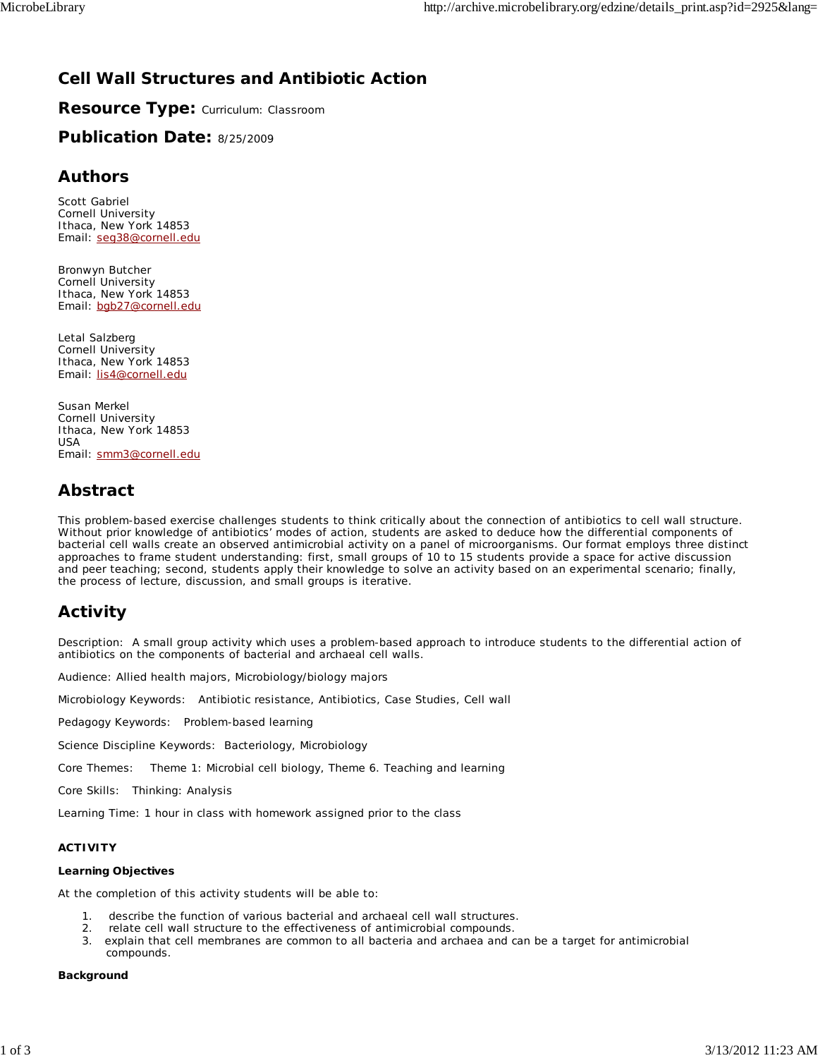# Cell Wall Structures and Antibiotic Action

## Resource Type: Curriculum: Classroom

## Publication Date: 8/25/2009

## Authors

Scott Gabriel
Cornell University
Ithaca, New York 14853
Email: seg38@cornell.edu

Bronwyn Butcher
Cornell University
Ithaca, New York 14853
Email: bgb27@cornell.edu

Letal Salzberg
Cornell University
Ithaca, New York 14853
Email: lis4@cornell.edu

Susan Merkel
Cornell University
Ithaca, New York 14853
USA
Email: smm3@cornell.edu

## Abstract

This problem-based exercise challenges students to think critically about the connection of antibiotics to cell wall structure. Without prior knowledge of antibiotics' modes of action, students are asked to deduce how the differential components of bacterial cell walls create an observed antimicrobial activity on a panel of microorganisms. Our format employs three distinct approaches to frame student understanding: first, small groups of 10 to 15 students provide a space for active discussion and peer teaching; second, students apply their knowledge to solve an activity based on an experimental scenario; finally, the process of lecture, discussion, and small groups is iterative.

## Activity

Description: A small group activity which uses a problem-based approach to introduce students to the differential action of antibiotics on the components of bacterial and archaeal cell walls.

Audience: Allied health majors, Microbiology/biology majors

Microbiology Keywords: Antibiotic resistance, Antibiotics, Case Studies, Cell wall

Pedagogy Keywords: Problem-based learning

Science Discipline Keywords: Bacteriology, Microbiology

Core Themes: Theme 1: Microbial cell biology, Theme 6. Teaching and learning

Core Skills: Thinking: Analysis

Learning Time: 1 hour in class with homework assigned prior to the class

**ACTIVITY**

**Learning Objectives**

At the completion of this activity students will be able to:

1. describe the function of various bacterial and archaeal cell wall structures.
2. relate cell wall structure to the effectiveness of antimicrobial compounds.
3. explain that cell membranes are common to all bacteria and archaea and can be a target for antimicrobial compounds.

**Background**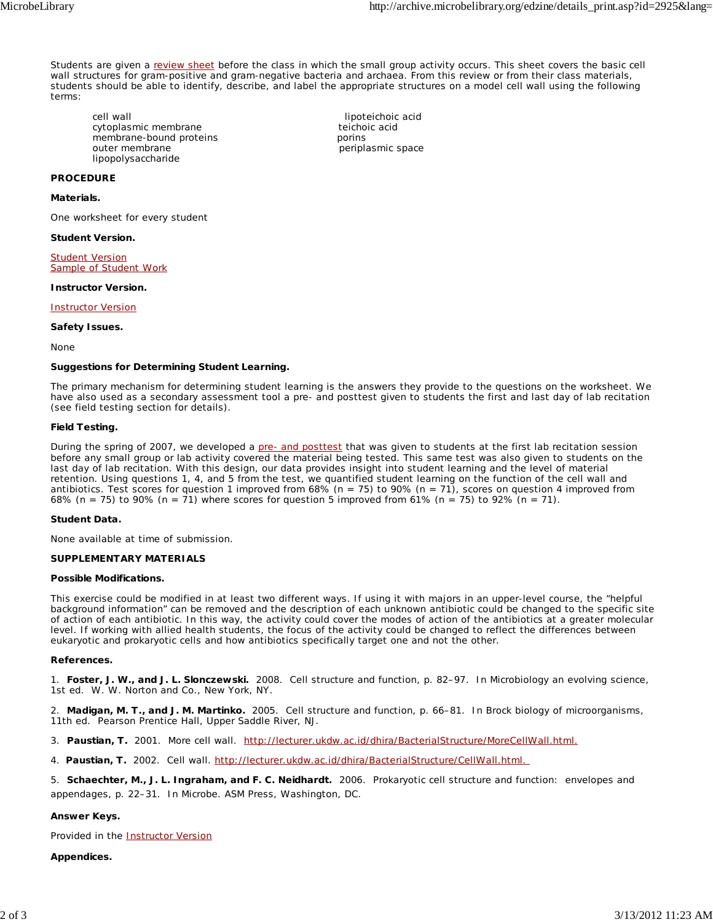Students are given a review sheet before the class in which the small group activity occurs. This sheet covers the basic cell wall structures for gram-positive and gram-negative bacteria and archaea. From this review or from their class materials, students should be able to identify, describe, and label the appropriate structures on a model cell wall using the following terms:

- cell wall
- cytoplasmic membrane
- membrane-bound proteins
- outer membrane
- lipopolysaccharide
- lipoteichoic acid
- teichoic acid
- porins
- periplasmic space

**PROCEDURE**

**Materials.**

One worksheet for every student

**Student Version.**

Student Version
Sample of Student Work

**Instructor Version.**

Instructor Version

**Safety Issues.**

None

**Suggestions for Determining Student Learning.**

The primary mechanism for determining student learning is the answers they provide to the questions on the worksheet. We have also used as a secondary assessment tool a pre- and posttest given to students the first and last day of lab recitation (see field testing section for details).

**Field Testing.**

During the spring of 2007, we developed a pre- and posttest that was given to students at the first lab recitation session before any small group or lab activity covered the material being tested. This same test was also given to students on the last day of lab recitation. With this design, our data provides insight into student learning and the level of material retention. Using questions 1, 4, and 5 from the test, we quantified student learning on the function of the cell wall and antibiotics. Test scores for question 1 improved from 68% (n = 75) to 90% (n = 71), scores on question 4 improved from 68% (n = 75) to 90% (n = 71) where scores for question 5 improved from 61% (n = 75) to 92% (n = 71).

**Student Data.**

None available at time of submission.

**SUPPLEMENTARY MATERIALS**

**Possible Modifications.**

This exercise could be modified in at least two different ways. If using it with majors in an upper-level course, the "helpful background information" can be removed and the description of each unknown antibiotic could be changed to the specific site of action of each antibiotic. In this way, the activity could cover the modes of action of the antibiotics at a greater molecular level. If working with allied health students, the focus of the activity could be changed to reflect the differences between eukaryotic and prokaryotic cells and how antibiotics specifically target one and not the other.

**References.**

1. **Foster, J. W., and J. L. Slonczewski.** 2008. Cell structure and function, p. 82–97. In Microbiology an evolving science, 1st ed. W. W. Norton and Co., New York, NY.

2. **Madigan, M. T., and J. M. Martinko.** 2005. Cell structure and function, p. 66–81. In Brock biology of microorganisms, 11th ed. Pearson Prentice Hall, Upper Saddle River, NJ.

3. **Paustian, T.** 2001. More cell wall. http://lecturer.ukdw.ac.id/dhira/BacterialStructure/MoreCellWall.html.

4. **Paustian, T.** 2002. Cell wall. http://lecturer.ukdw.ac.id/dhira/BacterialStructure/CellWall.html.

5. **Schaechter, M., J. L. Ingraham, and F. C. Neidhardt.** 2006. Prokaryotic cell structure and function: envelopes and appendages, p. 22–31. In Microbe. ASM Press, Washington, DC.

**Answer Keys.**

Provided in the Instructor Version

**Appendices.**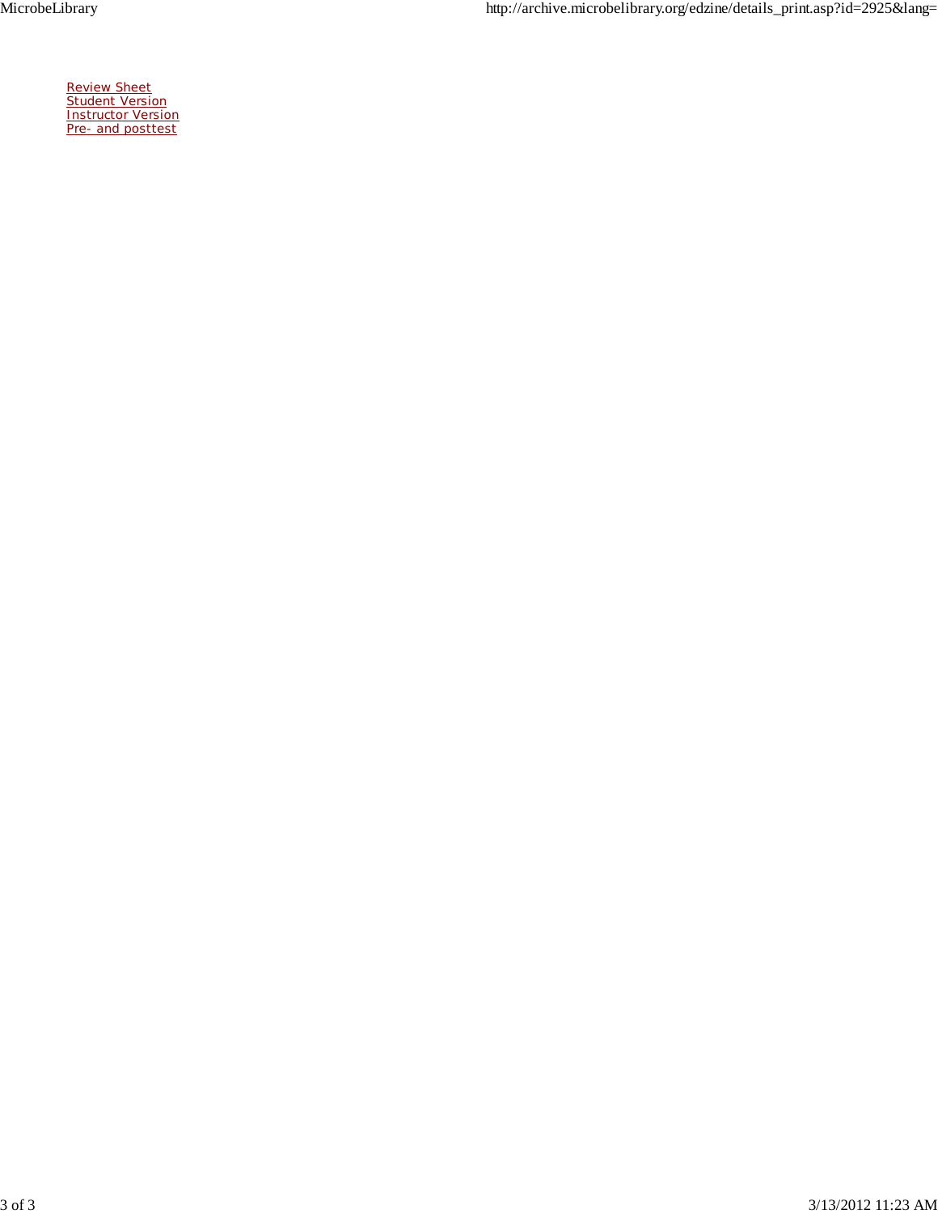Review Sheet
Student Version
Instructor Version
Pre- and posttest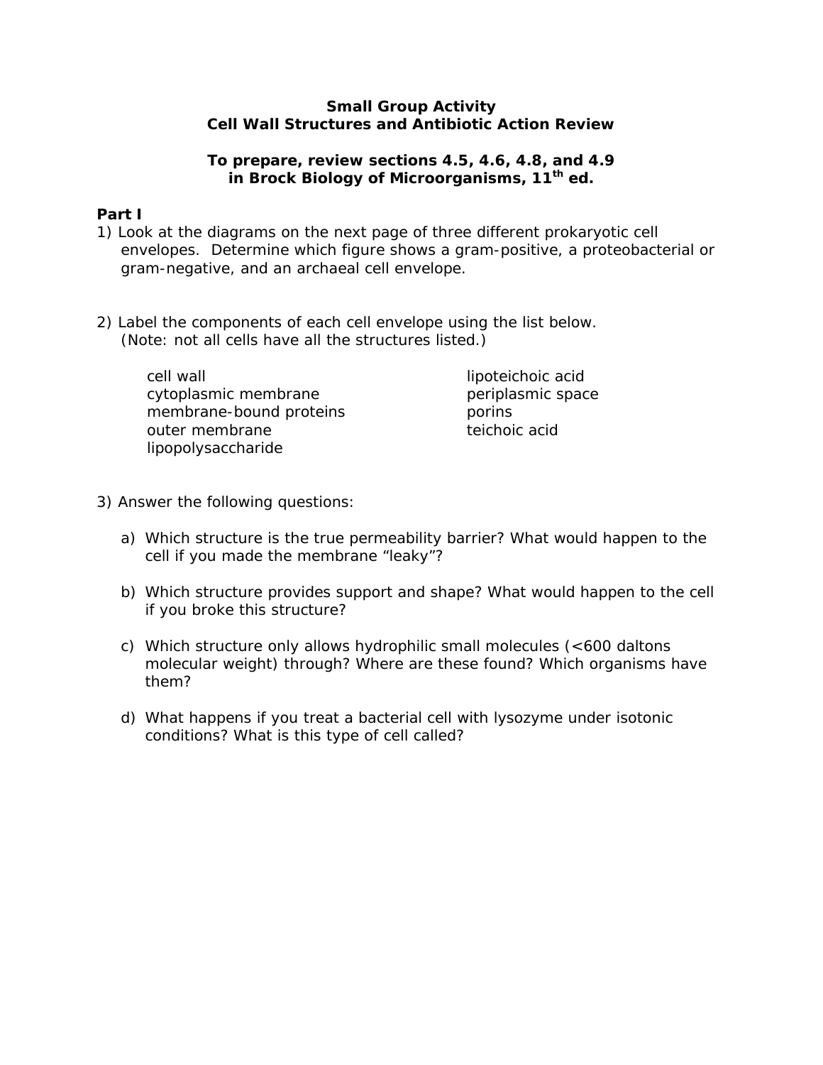**Small Group Activity**
**Cell Wall Structures and Antibiotic Action Review**

**To prepare, review sections 4.5, 4.6, 4.8, and 4.9 in Brock Biology of Microorganisms, 11$^{th}$ ed.**

**Part I**

1) Look at the diagrams on the next page of three different prokaryotic cell envelopes. Determine which figure shows a gram-positive, a proteobacterial or gram-negative, and an archaeal cell envelope.

2) Label the components of each cell envelope using the list below. (Note: not all cells have all the structures listed.)

| | |
|---|---|
| cell wall | lipoteichoic acid |
| cytoplasmic membrane | periplasmic space |
| membrane-bound proteins | porins |
| outer membrane | teichoic acid |
| lipopolysaccharide | |

3) Answer the following questions:

a) Which structure is the true permeability barrier? What would happen to the cell if you made the membrane "leaky"?

b) Which structure provides support and shape? What would happen to the cell if you broke this structure?

c) Which structure only allows hydrophilic small molecules (<600 daltons molecular weight) through? Where are these found? Which organisms have them?

d) What happens if you treat a bacterial cell with lysozyme under isotonic conditions? What is this type of cell called?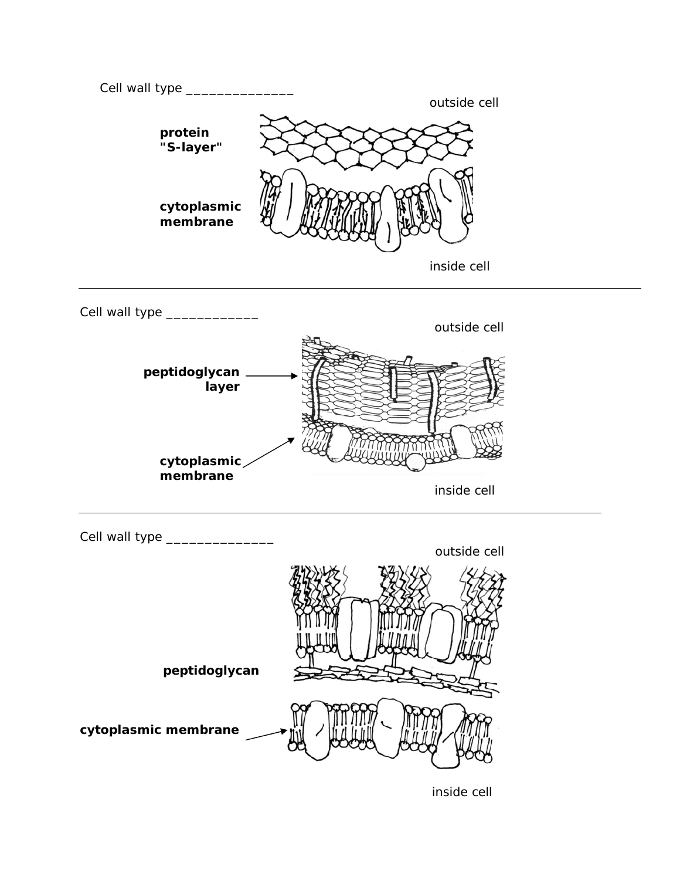Cell wall type _______________

outside cell

**protein "S-layer"**

**cytoplasmic membrane**

inside cell

---

Cell wall type _____________

outside cell

**peptidoglycan layer**

**cytoplasmic membrane**

inside cell

---

Cell wall type _______________

outside cell

**peptidoglycan**

**cytoplasmic membrane**

inside cell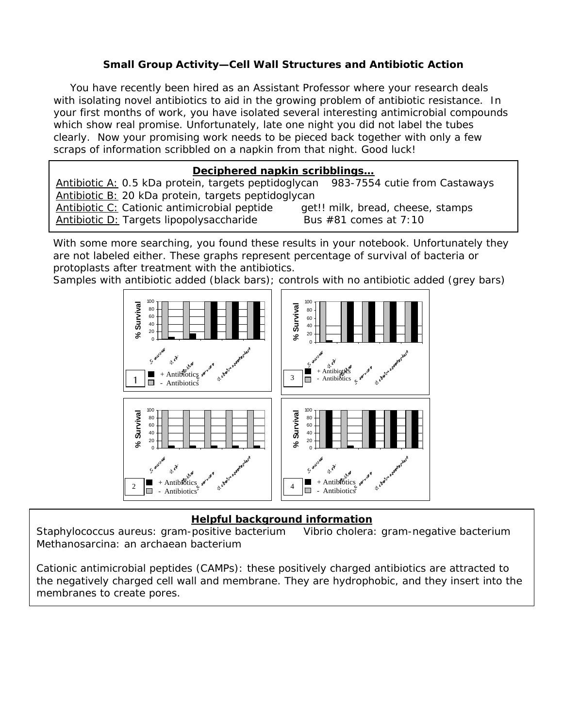**Small Group Activity—Cell Wall Structures and Antibiotic Action**

You have recently been hired as an Assistant Professor where your research deals with isolating novel antibiotics to aid in the growing problem of antibiotic resistance. In your first months of work, you have isolated several interesting antimicrobial compounds which show real promise. Unfortunately, late one night you did not label the tubes clearly. Now your promising work needs to be pieced back together with only a few scraps of information scribbled on a napkin from that night. Good luck!

**Deciphered napkin scribblings…**

Antibiotic A: 0.5 kDa protein, targets peptidoglycan   983-7554 cutie from Castaways
Antibiotic B: 20 kDa protein, targets peptidoglycan
Antibiotic C: Cationic antimicrobial peptide   get!! milk, bread, cheese, stamps
Antibiotic D: Targets lipopolysaccharide   Bus #81 comes at 7:10

With some more searching, you found these results in your notebook. Unfortunately they are not labeled either. These graphs represent percentage of survival of bacteria or protoplasts after treatment with the antibiotics.
Samples with antibiotic added (black bars); controls with no antibiotic added (grey bars)

**Helpful background information**

Staphylococcus aureus: gram-positive bacterium   Vibrio cholera: gram-negative bacterium
Methanosarcina: an archaean bacterium

Cationic antimicrobial peptides (CAMPs): these positively charged antibiotics are attracted to the negatively charged cell wall and membrane. They are hydrophobic, and they insert into the membranes to create pores.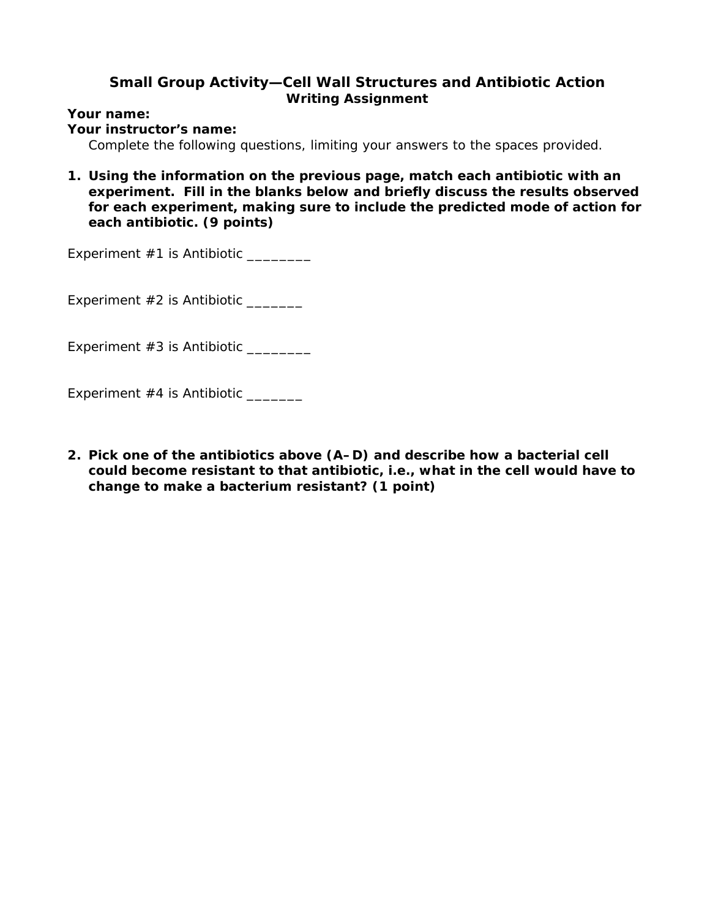## Small Group Activity—Cell Wall Structures and Antibiotic Action
### Writing Assignment

**Your name:**
**Your instructor's name:**

Complete the following questions, limiting your answers to the spaces provided.

1. **Using the information on the previous page, match each antibiotic with an experiment. Fill in the blanks below and briefly discuss the results observed for each experiment, making sure to include the predicted mode of action for each antibiotic. (9 points)**

Experiment #1 is Antibiotic ________

Experiment #2 is Antibiotic _______

Experiment #3 is Antibiotic ________

Experiment #4 is Antibiotic _______

2. **Pick one of the antibiotics above (A–D) and describe how a bacterial cell could become resistant to that antibiotic, i.e., what in the cell would have to change to make a bacterium resistant? (1 point)**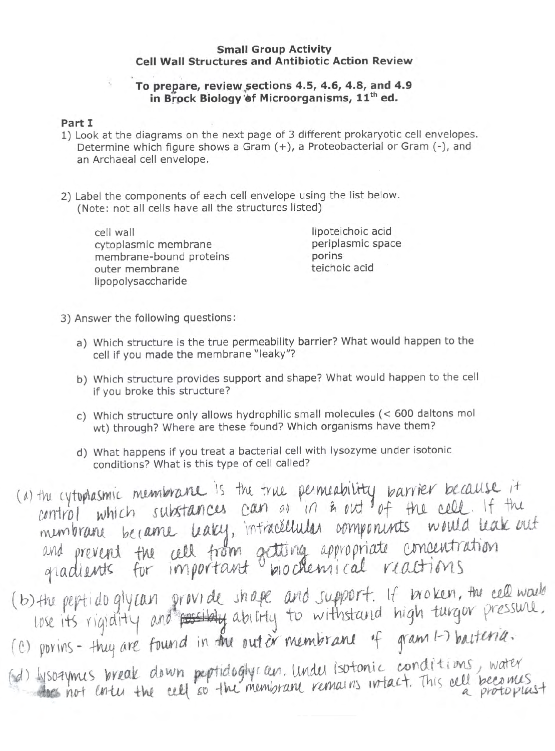**Small Group Activity**
**Cell Wall Structures and Antibiotic Action Review**

**To prepare, review sections 4.5, 4.6, 4.8, and 4.9 in Brock Biology of Microorganisms, 11th ed.**

**Part I**

1) Look at the diagrams on the next page of 3 different prokaryotic cell envelopes. Determine which figure shows a Gram (+), a Proteobacterial or Gram (-), and an Archaeal cell envelope.

2) Label the components of each cell envelope using the list below. (Note: not all cells have all the structures listed)

   - cell wall
   - cytoplasmic membrane
   - membrane-bound proteins
   - outer membrane
   - lipopolysaccharide
   - lipoteichoic acid
   - periplasmic space
   - porins
   - teichoic acid

3) Answer the following questions:

   a) Which structure is the true permeability barrier? What would happen to the cell if you made the membrane "leaky"?

   b) Which structure provides support and shape? What would happen to the cell if you broke this structure?

   c) Which structure only allows hydrophilic small molecules (< 600 daltons mol wt) through? Where are these found? Which organisms have them?

   d) What happens if you treat a bacterial cell with lysozyme under isotonic conditions? What is this type of cell called?

(a) the cytoplasmic membrane is the true permeability barrier because it control which substances can go in & out of the cell. If the membrane became leaky, intracellular components would leak out and prevent the cell from getting appropriate concentration gradients for important biochemical reactions

(b) the peptidoglycan provide shape and support. If broken, the cell would lose its rigidity and ~~possibly~~ ability to withstand high turgor pressure.

(c) porins - they are found in the outer membrane of gram (-) bacteria.

(d) lysozymes break down peptidoglycan. Under isotonic conditions, water ~~does~~ not enter the cell so the membrane remains intact. This cell becomes a protoplast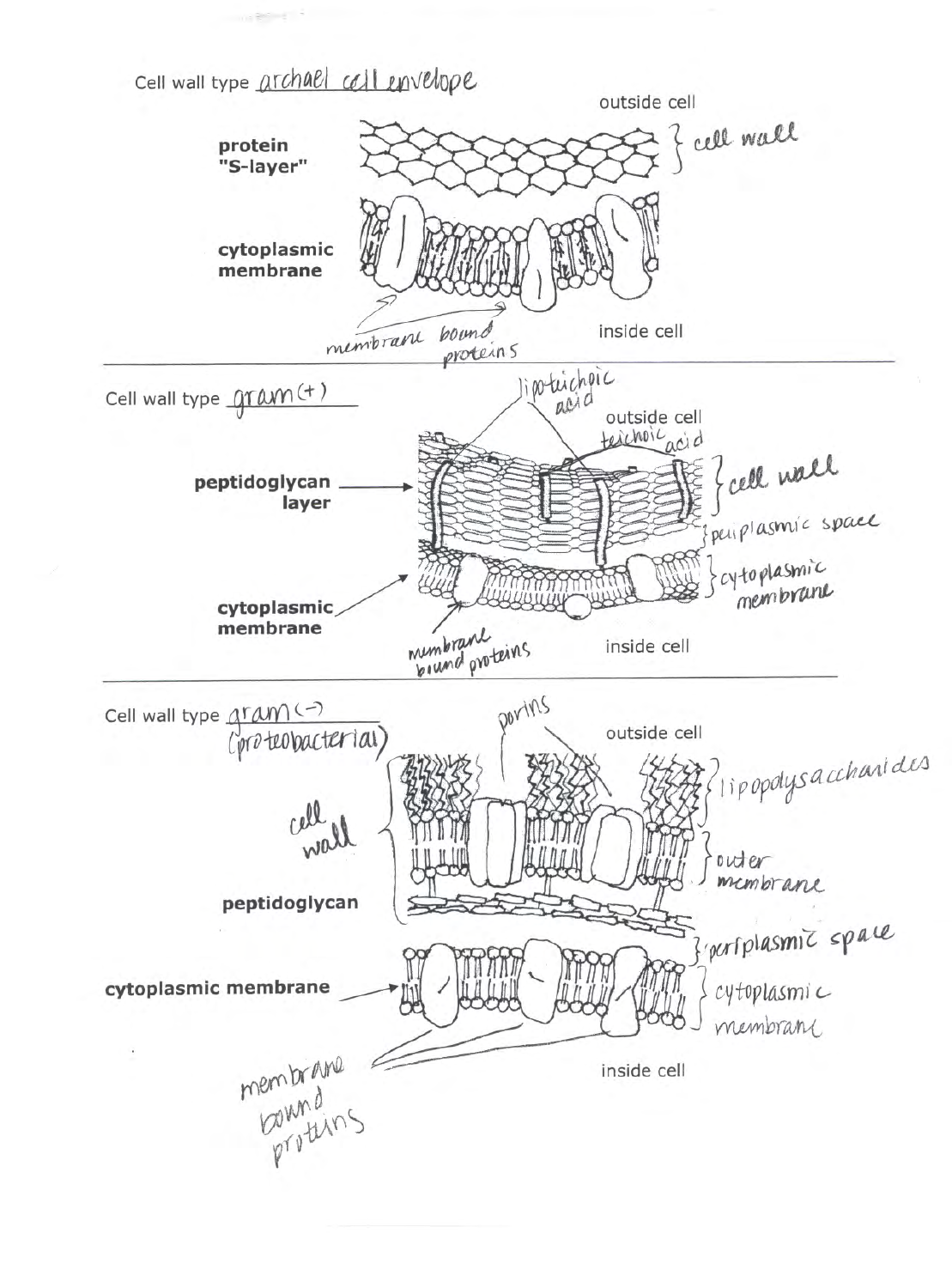Cell wall type archael cell envelope

outside cell

protein "S-layer" } cell wall

cytoplasmic membrane

membrane bound proteins

inside cell

---

Cell wall type gram(+)

lipoteichoic acid

outside cell

teichoic acid

peptidoglycan layer } cell wall

} periplasmic space

} cytoplasmic membrane

cytoplasmic membrane

membrane bound proteins

inside cell

---

Cell wall type gram(-) (proteobacterial)

porins

outside cell

} lipopolysaccharides

cell wall

} outer membrane

peptidoglycan

} periplasmic space

cytoplasmic membrane } cytoplasmic membrane

membrane bound proteins

inside cell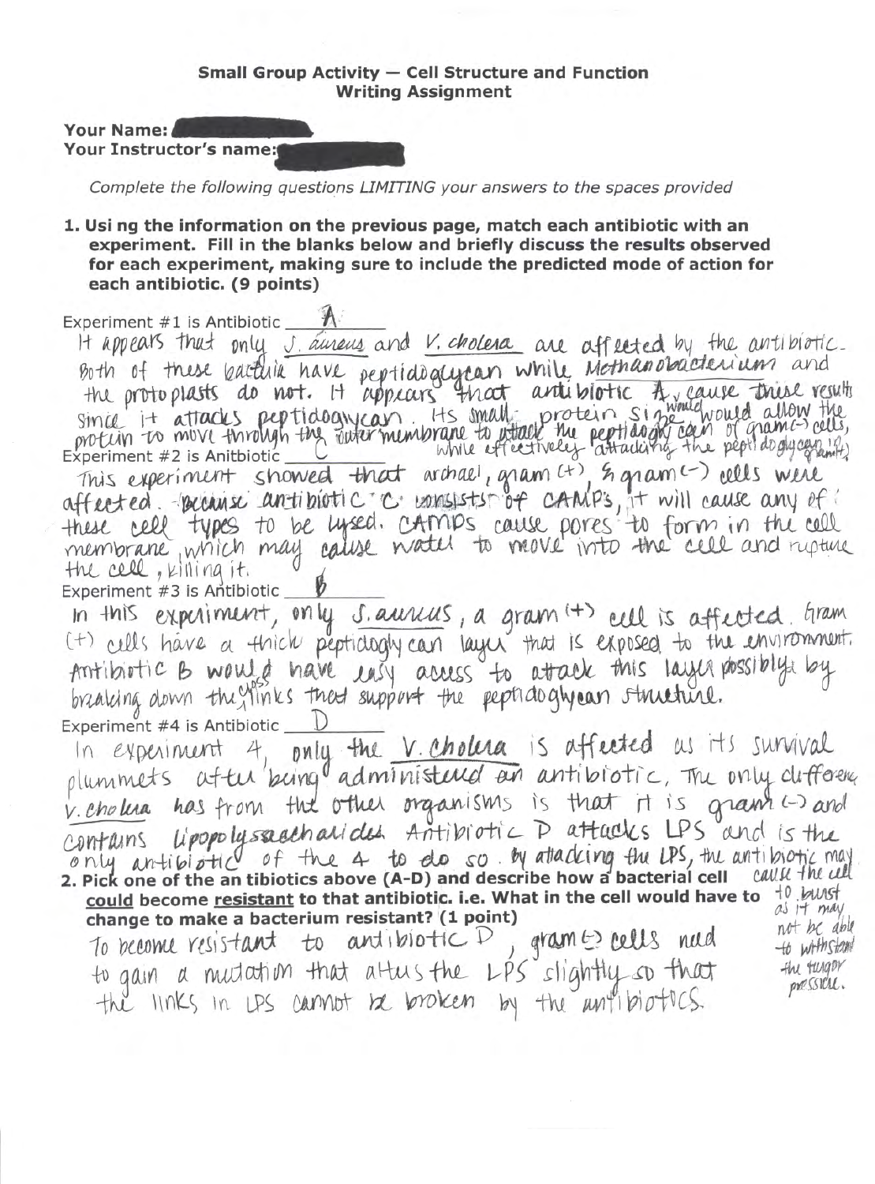**Small Group Activity — Cell Structure and Function**
**Writing Assignment**

**Your Name:**
**Your Instructor's name:**

*Complete the following questions LIMITING your answers to the spaces provided*

**1. Usi ng the information on the previous page, match each antibiotic with an experiment. Fill in the blanks below and briefly discuss the results observed for each experiment, making sure to include the predicted mode of action for each antibiotic. (9 points)**

Experiment #1 is Antibiotic A

It appears that only S. aureus and V. cholera are affected by the antibiotic. Both of these bacteria have peptidoglycan while Methanobacterium and the protoplasts do not. It appears that antibiotic A would cause these results since it attacks peptidoglycan. Its small protein size would allow the protein to move through the outer membrane to attack the peptidoglycan of gram(-) cells, while effectively attacking the peptidoglycan in gram(+)

Experiment #2 is Anitbiotic C

This experiment showed that archael, gram(+), & gram(-) cells were affected. Because antibiotic C consists of CAMP's, it will cause any of these cell types to be lysed. CAMPs cause pores to form in the cell membrane, which may cause water to move into the cell and rupture the cell, killing it.

Experiment #3 is Antibiotic B

In this experiment, only S. aureus, a gram(+) cell is affected. Gram (+) cells have a thick peptidoglycan layer that is exposed to the environment. Antibiotic B would have easy access to attack this layer possibly by breaking down the cross links that support the peptidoglycan structure.

Experiment #4 is Antibiotic D

In experiment 4, only the V. cholera is affected as its survival plummets after being administered an antibiotic. The only difference V. cholera has from the other organisms is that it is gram(-) and contains lipopolysaccharides. Antibiotic D attacks LPS and is the only antibiotic of the 4 to do so. By attacking the LPS, the antibiotic may cause the cell to burst as it may not be able to withstand the turgor pressure.

**2. Pick one of the an tibiotics above (A-D) and describe how a bacterial cell could become resistant to that antibiotic. i.e. What in the cell would have to change to make a bacterium resistant? (1 point)**

To become resistant to antibiotic D, gram(-) cells need to gain a mutation that alters the LPS slightly so that the links in LPS cannot be broken by the antibiotics.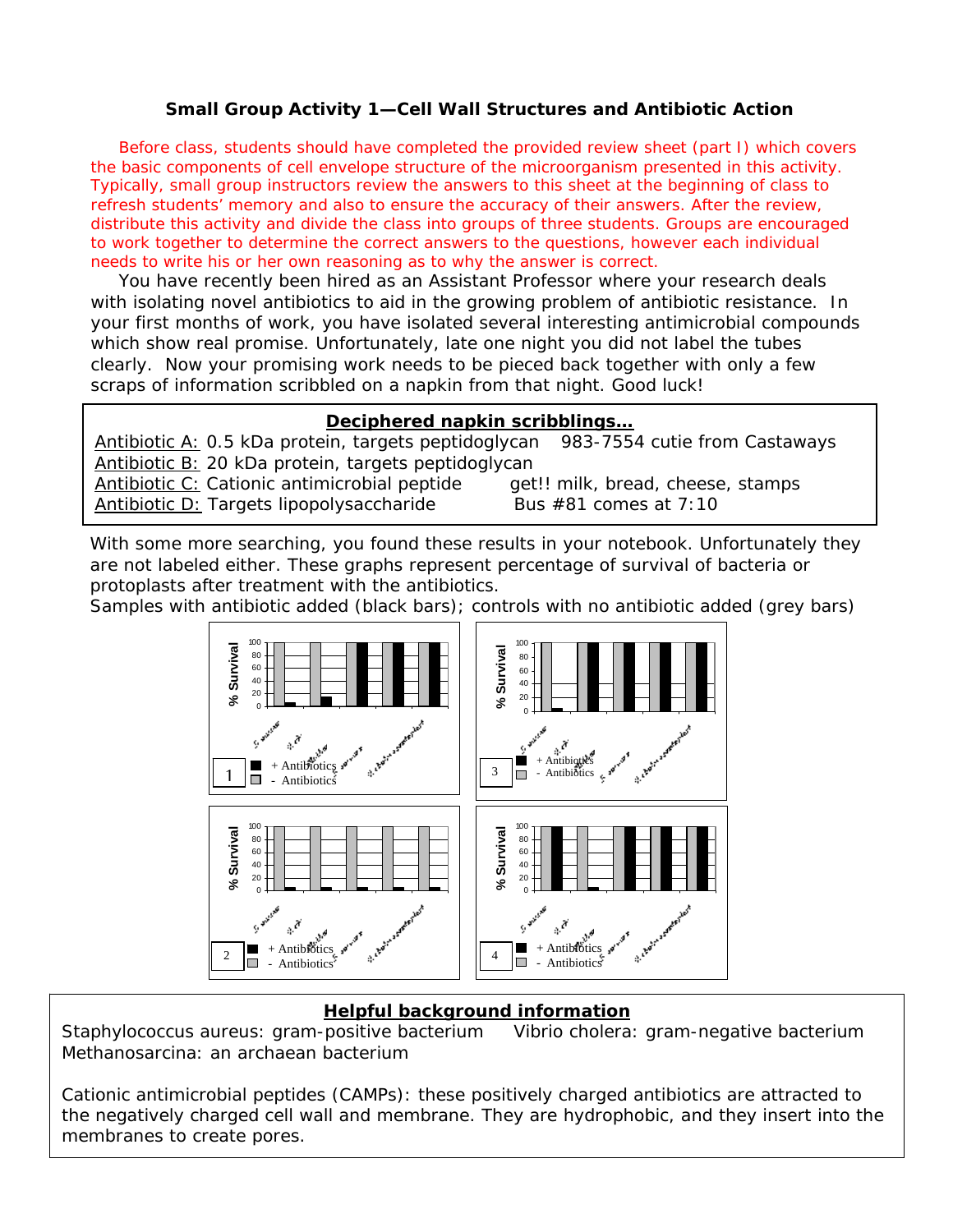### Small Group Activity 1—Cell Wall Structures and Antibiotic Action

Before class, students should have completed the provided review sheet (part I) which covers the basic components of cell envelope structure of the microorganism presented in this activity. Typically, small group instructors review the answers to this sheet at the beginning of class to refresh students' memory and also to ensure the accuracy of their answers. After the review, distribute this activity and divide the class into groups of three students. Groups are encouraged to work together to determine the correct answers to the questions, however each individual needs to write his or her own reasoning as to why the answer is correct.

You have recently been hired as an Assistant Professor where your research deals with isolating novel antibiotics to aid in the growing problem of antibiotic resistance. In your first months of work, you have isolated several interesting antimicrobial compounds which show real promise. Unfortunately, late one night you did not label the tubes clearly. Now your promising work needs to be pieced back together with only a few scraps of information scribbled on a napkin from that night. Good luck!

**Deciphered napkin scribblings…**

Antibiotic A: 0.5 kDa protein, targets peptidoglycan   983-7554 cutie from Castaways
Antibiotic B: 20 kDa protein, targets peptidoglycan
Antibiotic C: Cationic antimicrobial peptide   get!! milk, bread, cheese, stamps
Antibiotic D: Targets lipopolysaccharide   Bus #81 comes at 7:10

With some more searching, you found these results in your notebook. Unfortunately they are not labeled either. These graphs represent percentage of survival of bacteria or protoplasts after treatment with the antibiotics.
Samples with antibiotic added (black bars); controls with no antibiotic added (grey bars)

**Helpful background information**

Staphylococcus aureus: gram-positive bacterium   Vibrio cholera: gram-negative bacterium
Methanosarcina: an archaean bacterium

Cationic antimicrobial peptides (CAMPs): these positively charged antibiotics are attracted to the negatively charged cell wall and membrane. They are hydrophobic, and they insert into the membranes to create pores.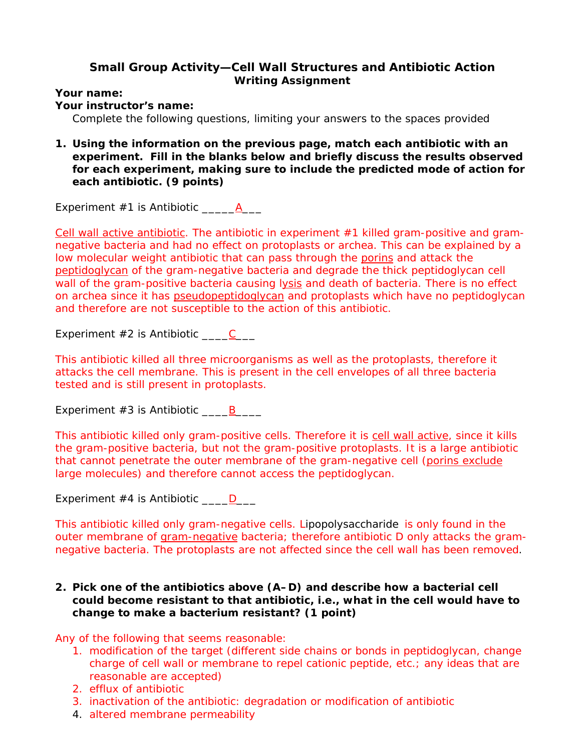# Small Group Activity—Cell Wall Structures and Antibiotic Action
## Writing Assignment

**Your name:**
**Your instructor's name:**

Complete the following questions, limiting your answers to the spaces provided

1. **Using the information on the previous page, match each antibiotic with an experiment. Fill in the blanks below and briefly discuss the results observed for each experiment, making sure to include the predicted mode of action for each antibiotic. (9 points)**

Experiment #1 is Antibiotic _____A___

Cell wall active antibiotic. The antibiotic in experiment #1 killed gram-positive and gram-negative bacteria and had no effect on protoplasts or archea. This can be explained by a low molecular weight antibiotic that can pass through the porins and attack the peptidoglycan of the gram-negative bacteria and degrade the thick peptidoglycan cell wall of the gram-positive bacteria causing lysis and death of bacteria. There is no effect on archea since it has pseudopeptidoglycan and protoplasts which have no peptidoglycan and therefore are not susceptible to the action of this antibiotic.

Experiment #2 is Antibiotic ____C___

This antibiotic killed all three microorganisms as well as the protoplasts, therefore it attacks the cell membrane. This is present in the cell envelopes of all three bacteria tested and is still present in protoplasts.

Experiment #3 is Antibiotic ____B____

This antibiotic killed only gram-positive cells. Therefore it is cell wall active, since it kills the gram-positive bacteria, but not the gram-positive protoplasts. It is a large antibiotic that cannot penetrate the outer membrane of the gram-negative cell (porins exclude large molecules) and therefore cannot access the peptidoglycan.

Experiment #4 is Antibiotic ____D___

This antibiotic killed only gram-negative cells. Lipopolysaccharide is only found in the outer membrane of gram-negative bacteria; therefore antibiotic D only attacks the gram-negative bacteria. The protoplasts are not affected since the cell wall has been removed.

2. **Pick one of the antibiotics above (A–D) and describe how a bacterial cell could become resistant to that antibiotic, i.e., what in the cell would have to change to make a bacterium resistant? (1 point)**

Any of the following that seems reasonable:

1. modification of the target (different side chains or bonds in peptidoglycan, change charge of cell wall or membrane to repel cationic peptide, etc.; any ideas that are reasonable are accepted)
2. efflux of antibiotic
3. inactivation of the antibiotic: degradation or modification of antibiotic
4. altered membrane permeability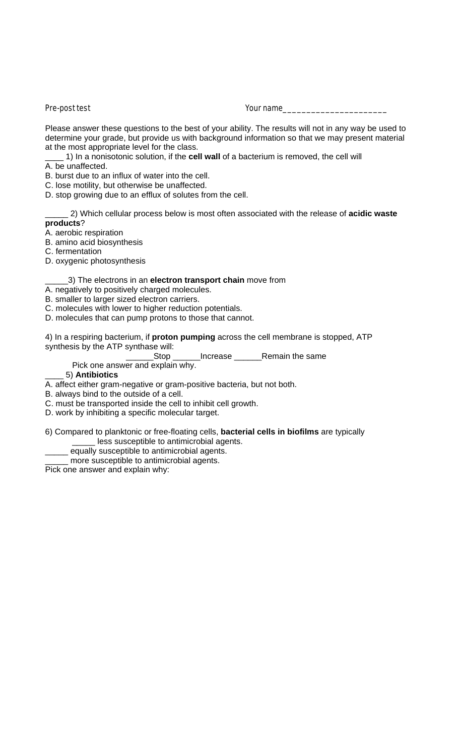Pre-post test Your name______________________

Please answer these questions to the best of your ability. The results will not in any way be used to determine your grade, but provide us with background information so that we may present material at the most appropriate level for the class.

____ 1) In a nonisotonic solution, if the **cell wall** of a bacterium is removed, the cell will
A. be unaffected.
B. burst due to an influx of water into the cell.
C. lose motility, but otherwise be unaffected.
D. stop growing due to an efflux of solutes from the cell.

_____ 2) Which cellular process below is most often associated with the release of **acidic waste products**?
A. aerobic respiration
B. amino acid biosynthesis
C. fermentation
D. oxygenic photosynthesis

_____3) The electrons in an **electron transport chain** move from
A. negatively to positively charged molecules.
B. smaller to larger sized electron carriers.
C. molecules with lower to higher reduction potentials.
D. molecules that can pump protons to those that cannot.

4) In a respiring bacterium, if **proton pumping** across the cell membrane is stopped, ATP synthesis by the ATP synthase will:

______Stop ______Increase ______Remain the same

Pick one answer and explain why.

____ 5) **Antibiotics**
A. affect either gram-negative or gram-positive bacteria, but not both.
B. always bind to the outside of a cell.
C. must be transported inside the cell to inhibit cell growth.
D. work by inhibiting a specific molecular target.

6) Compared to planktonic or free-floating cells, **bacterial cells in biofilms** are typically
_____ less susceptible to antimicrobial agents.
_____ equally susceptible to antimicrobial agents.
_____ more susceptible to antimicrobial agents.
Pick one answer and explain why: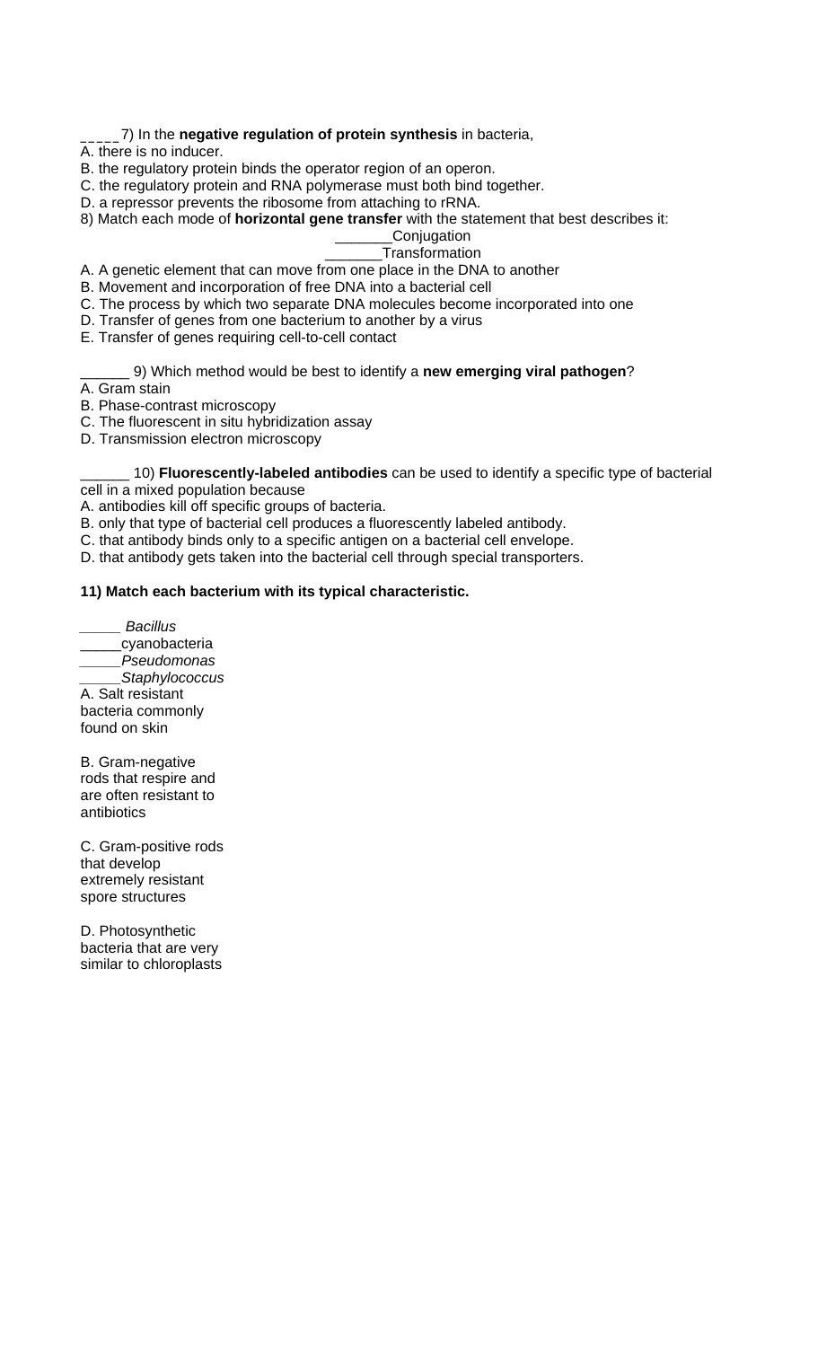_____7) In the **negative regulation of protein synthesis** in bacteria,

A. there is no inducer.

B. the regulatory protein binds the operator region of an operon.

C. the regulatory protein and RNA polymerase must both bind together.

D. a repressor prevents the ribosome from attaching to rRNA.

8) Match each mode of **horizontal gene transfer** with the statement that best describes it:

_______Conjugation

_______Transformation

A. A genetic element that can move from one place in the DNA to another

B. Movement and incorporation of free DNA into a bacterial cell

C. The process by which two separate DNA molecules become incorporated into one

D. Transfer of genes from one bacterium to another by a virus

E. Transfer of genes requiring cell-to-cell contact

______ 9) Which method would be best to identify a **new emerging viral pathogen**?

A. Gram stain

B. Phase-contrast microscopy

C. The fluorescent in situ hybridization assay

D. Transmission electron microscopy

______ 10) **Fluorescently-labeled antibodies** can be used to identify a specific type of bacterial cell in a mixed population because

A. antibodies kill off specific groups of bacteria.

B. only that type of bacterial cell produces a fluorescently labeled antibody.

C. that antibody binds only to a specific antigen on a bacterial cell envelope.

D. that antibody gets taken into the bacterial cell through special transporters.

**11) Match each bacterium with its typical characteristic.**

_____ *Bacillus*

_____cyanobacteria

_____*Pseudomonas*

_____*Staphylococcus*

A. Salt resistant bacteria commonly found on skin

B. Gram-negative rods that respire and are often resistant to antibiotics

C. Gram-positive rods that develop extremely resistant spore structures

D. Photosynthetic bacteria that are very similar to chloroplasts